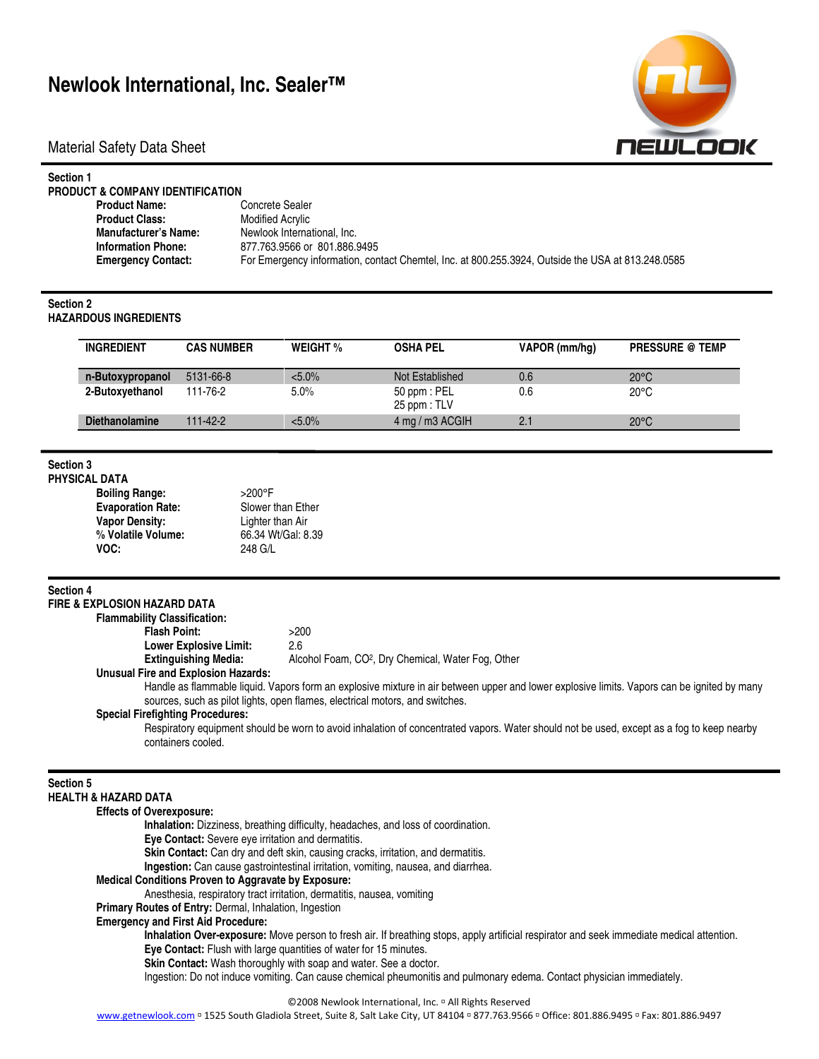# Newlook International, Inc. Sealer™

Material Safety Data Sheet

## Section 1
### PRODUCT & COMPANY IDENTIFICATION

**Product Name:** Concrete Sealer
**Product Class:** Modified Acrylic
**Manufacturer's Name:** Newlook International, Inc.
**Information Phone:** 877.763.9566 or 801.886.9495
**Emergency Contact:** For Emergency information, contact Chemtel, Inc. at 800.255.3924, Outside the USA at 813.248.0585

## Section 2
### HAZARDOUS INGREDIENTS

| INGREDIENT | CAS NUMBER | WEIGHT % | OSHA PEL | VAPOR (mm/hg) | PRESSURE @ TEMP |
|---|---|---|---|---|---|
| n-Butoxypropanol | 5131-66-8 | <5.0% | Not Established | 0.6 | 20°C |
| 2-Butoxyethanol | 111-76-2 | 5.0% | 50 ppm : PEL<br>25 ppm : TLV | 0.6 | 20°C |
| Diethanolamine | 111-42-2 | <5.0% | 4 mg / m3 ACGIH | 2.1 | 20°C |

## Section 3
### PHYSICAL DATA

**Boiling Range:** >200°F
**Evaporation Rate:** Slower than Ether
**Vapor Density:** Lighter than Air
**% Volatile Volume:** 66.34 Wt/Gal: 8.39
**VOC:** 248 G/L

## Section 4
### FIRE & EXPLOSION HAZARD DATA

**Flammability Classification:**

**Flash Point:** >200
**Lower Explosive Limit:** 2.6
**Extinguishing Media:** Alcohol Foam, $CO^2$, Dry Chemical, Water Fog, Other

**Unusual Fire and Explosion Hazards:**

Handle as flammable liquid. Vapors form an explosive mixture in air between upper and lower explosive limits. Vapors can be ignited by many sources, such as pilot lights, open flames, electrical motors, and switches.

**Special Firefighting Procedures:**

Respiratory equipment should be worn to avoid inhalation of concentrated vapors. Water should not be used, except as a fog to keep nearby containers cooled.

## Section 5
### HEALTH & HAZARD DATA

**Effects of Overexposure:**

**Inhalation:** Dizziness, breathing difficulty, headaches, and loss of coordination.
**Eye Contact:** Severe eye irritation and dermatitis.
**Skin Contact:** Can dry and deft skin, causing cracks, irritation, and dermatitis.
**Ingestion:** Can cause gastrointestinal irritation, vomiting, nausea, and diarrhea.

**Medical Conditions Proven to Aggravate by Exposure:**

Anesthesia, respiratory tract irritation, dermatitis, nausea, vomiting

**Primary Routes of Entry:** Dermal, Inhalation, Ingestion

**Emergency and First Aid Procedure:**

**Inhalation Over-exposure:** Move person to fresh air. If breathing stops, apply artificial respirator and seek immediate medical attention.
**Eye Contact:** Flush with large quantities of water for 15 minutes.
**Skin Contact:** Wash thoroughly with soap and water. See a doctor.
Ingestion: Do not induce vomiting. Can cause chemical pheumonitis and pulmonary edema. Contact physician immediately.

©2008 Newlook International, Inc. ▫ All Rights Reserved
www.getnewlook.com ▫ 1525 South Gladiola Street, Suite 8, Salt Lake City, UT 84104 ▫ 877.763.9566 ▫ Office: 801.886.9495 ▫ Fax: 801.886.9497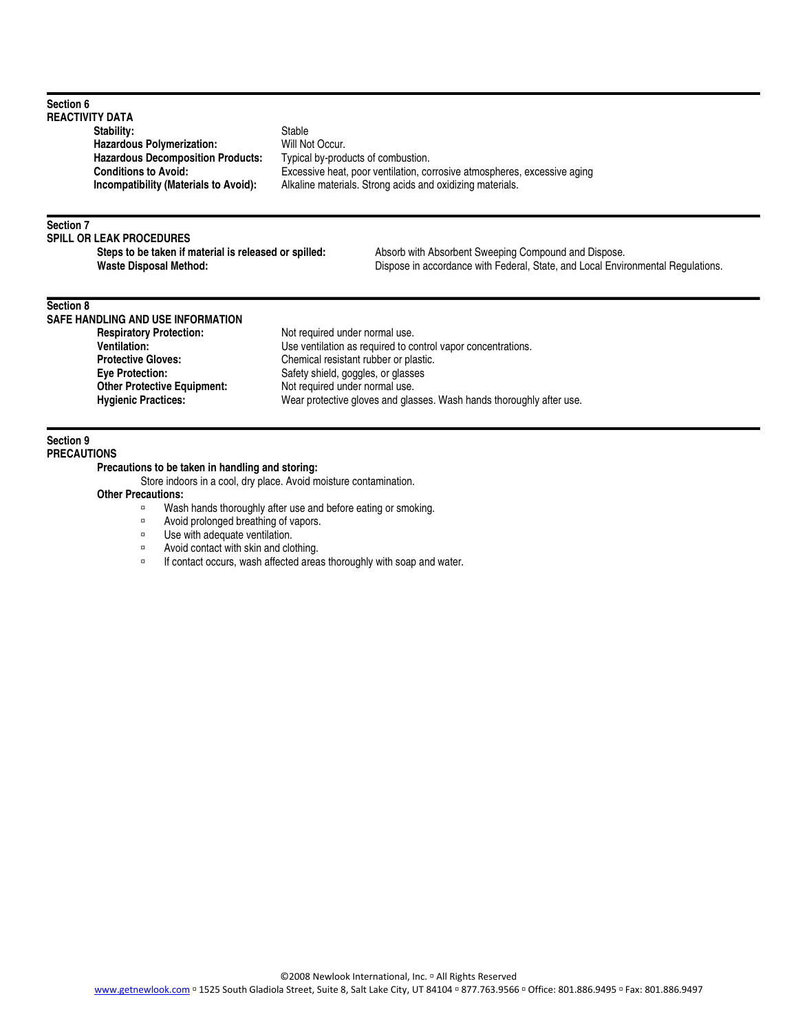## Section 6
## REACTIVITY DATA

| | |
|---|---|
| **Stability:** | Stable |
| **Hazardous Polymerization:** | Will Not Occur. |
| **Hazardous Decomposition Products:** | Typical by-products of combustion. |
| **Conditions to Avoid:** | Excessive heat, poor ventilation, corrosive atmospheres, excessive aging |
| **Incompatibility (Materials to Avoid):** | Alkaline materials. Strong acids and oxidizing materials. |

## Section 7
## SPILL OR LEAK PROCEDURES

| | |
|---|---|
| **Steps to be taken if material is released or spilled:** | Absorb with Absorbent Sweeping Compound and Dispose. |
| **Waste Disposal Method:** | Dispose in accordance with Federal, State, and Local Environmental Regulations. |

## Section 8
## SAFE HANDLING AND USE INFORMATION

| | |
|---|---|
| **Respiratory Protection:** | Not required under normal use. |
| **Ventilation:** | Use ventilation as required to control vapor concentrations. |
| **Protective Gloves:** | Chemical resistant rubber or plastic. |
| **Eye Protection:** | Safety shield, goggles, or glasses |
| **Other Protective Equipment:** | Not required under normal use. |
| **Hygienic Practices:** | Wear protective gloves and glasses. Wash hands thoroughly after use. |

## Section 9
## PRECAUTIONS

**Precautions to be taken in handling and storing:**

Store indoors in a cool, dry place. Avoid moisture contamination.

**Other Precautions:**

- Wash hands thoroughly after use and before eating or smoking.
- Avoid prolonged breathing of vapors.
- Use with adequate ventilation.
- Avoid contact with skin and clothing.
- If contact occurs, wash affected areas thoroughly with soap and water.

©2008 Newlook International, Inc. ▫ All Rights Reserved

www.getnewlook.com ▫ 1525 South Gladiola Street, Suite 8, Salt Lake City, UT 84104 ▫ 877.763.9566 ▫ Office: 801.886.9495 ▫ Fax: 801.886.9497